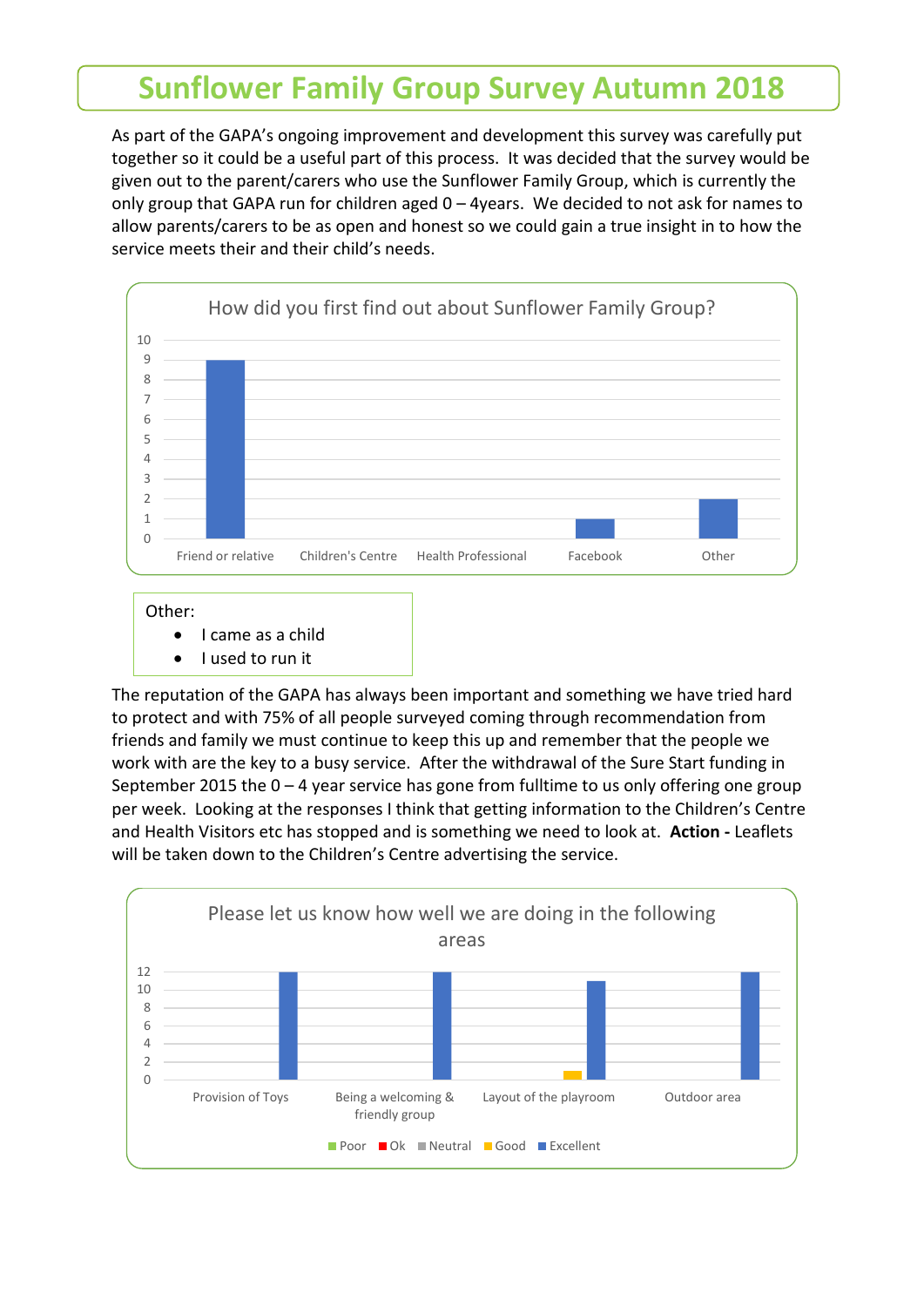# Sunflower Family Group Survey Autumn 2018

As part of the GAPA's ongoing improvement and development this survey was carefully put together so it could be a useful part of this process. It was decided that the survey would be given out to the parent/carers who use the Sunflower Family Group, which is currently the only group that GAPA run for children aged 0 – 4years. We decided to not ask for names to allow parents/carers to be as open and honest so we could gain a true insight in to how the service meets their and their child's needs.

**How did you first find out about Sunflower Family Group?**

| Friend or relative | Children's Centre | Health Professional | Facebook | Other |
|---|---|---|---|---|
| 9 | 0 | 0 | 1 | 2 |

Other:

- I came as a child
- I used to run it

The reputation of the GAPA has always been important and something we have tried hard to protect and with 75% of all people surveyed coming through recommendation from friends and family we must continue to keep this up and remember that the people we work with are the key to a busy service. After the withdrawal of the Sure Start funding in September 2015 the 0 – 4 year service has gone from fulltime to us only offering one group per week. Looking at the responses I think that getting information to the Children's Centre and Health Visitors etc has stopped and is something we need to look at. **Action -** Leaflets will be taken down to the Children's Centre advertising the service.

**Please let us know how well we are doing in the following areas**

| | Poor | Ok | Neutral | Good | Excellent |
|---|---|---|---|---|---|
| Provision of Toys | 0 | 0 | 0 | 0 | 12 |
| Being a welcoming & friendly group | 0 | 0 | 0 | 0 | 12 |
| Layout of the playroom | 0 | 0 | 0 | 1 | 11 |
| Outdoor area | 0 | 0 | 0 | 0 | 12 |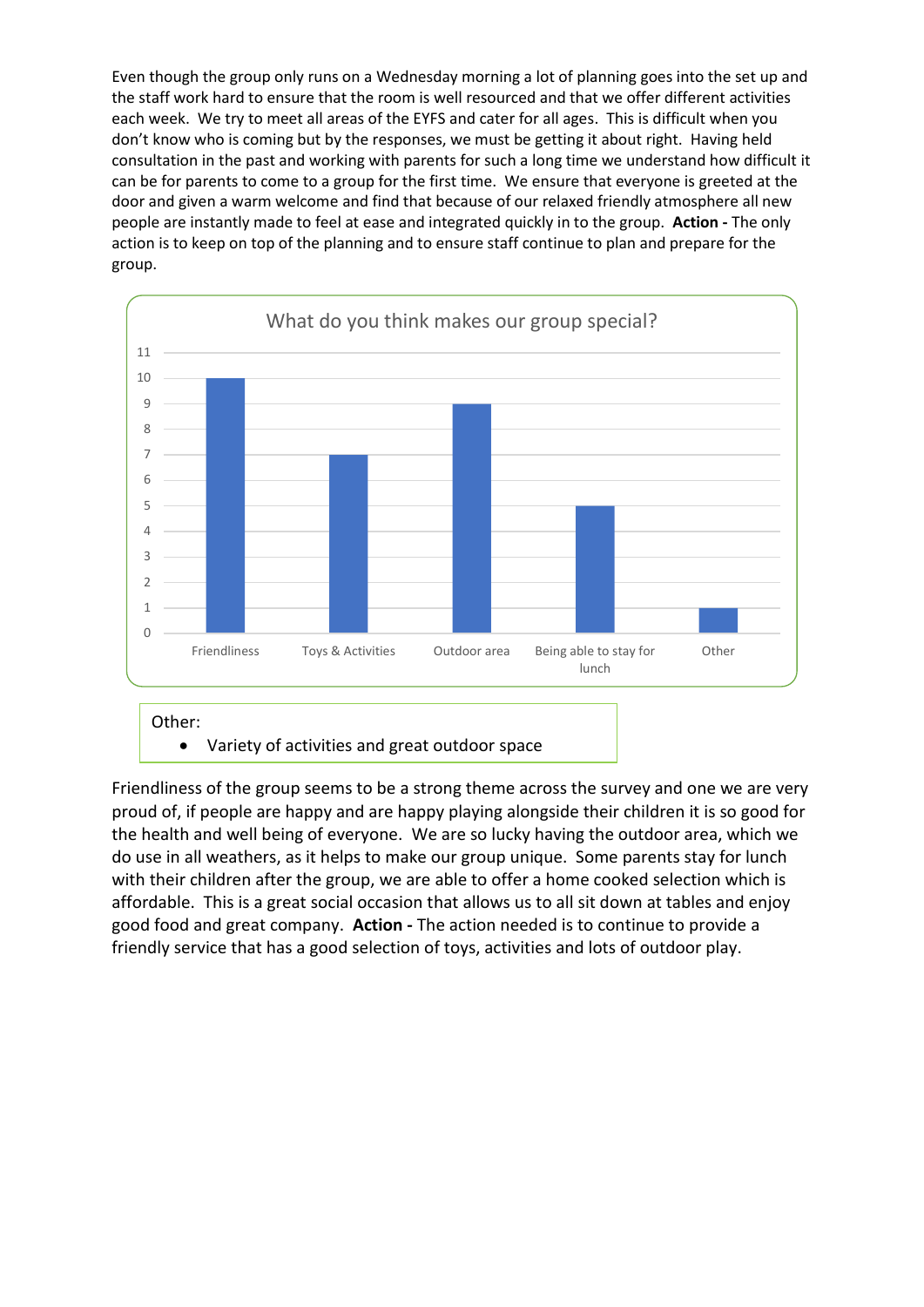Even though the group only runs on a Wednesday morning a lot of planning goes into the set up and the staff work hard to ensure that the room is well resourced and that we offer different activities each week. We try to meet all areas of the EYFS and cater for all ages. This is difficult when you don't know who is coming but by the responses, we must be getting it about right. Having held consultation in the past and working with parents for such a long time we understand how difficult it can be for parents to come to a group for the first time. We ensure that everyone is greeted at the door and given a warm welcome and find that because of our relaxed friendly atmosphere all new people are instantly made to feel at ease and integrated quickly in to the group. **Action -** The only action is to keep on top of the planning and to ensure staff continue to plan and prepare for the group.

**What do you think makes our group special?**

| Response | Count |
|---|---|
| Friendliness | 10 |
| Toys & Activities | 7 |
| Outdoor area | 9 |
| Being able to stay for lunch | 5 |
| Other | 1 |

Other:

- Variety of activities and great outdoor space

Friendliness of the group seems to be a strong theme across the survey and one we are very proud of, if people are happy and are happy playing alongside their children it is so good for the health and well being of everyone. We are so lucky having the outdoor area, which we do use in all weathers, as it helps to make our group unique. Some parents stay for lunch with their children after the group, we are able to offer a home cooked selection which is affordable. This is a great social occasion that allows us to all sit down at tables and enjoy good food and great company. **Action -** The action needed is to continue to provide a friendly service that has a good selection of toys, activities and lots of outdoor play.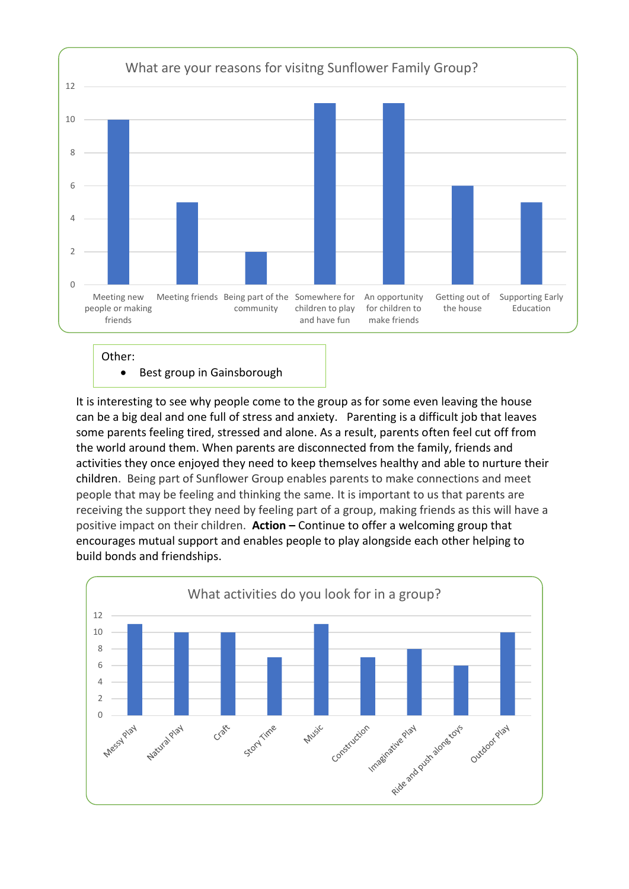## What are your reasons for visitng Sunflower Family Group?

| Reason | Responses |
|---|---|
| Meeting new people or making friends | 10 |
| Meeting friends | 5 |
| Being part of the community | 2 |
| Somewhere for children to play and have fun | 11 |
| An opportunity for children to make friends | 11 |
| Getting out of the house | 6 |
| Supporting Early Education | 5 |

Other:

- Best group in Gainsborough

It is interesting to see why people come to the group as for some even leaving the house can be a big deal and one full of stress and anxiety. Parenting is a difficult job that leaves some parents feeling tired, stressed and alone. As a result, parents often feel cut off from the world around them. When parents are disconnected from the family, friends and activities they once enjoyed they need to keep themselves healthy and able to nurture their children. Being part of Sunflower Group enables parents to make connections and meet people that may be feeling and thinking the same. It is important to us that parents are receiving the support they need by feeling part of a group, making friends as this will have a positive impact on their children. **Action –** Continue to offer a welcoming group that encourages mutual support and enables people to play alongside each other helping to build bonds and friendships.

## What activities do you look for in a group?

| Activity | Responses |
|---|---|
| Messy Play | 11 |
| Natural Play | 10 |
| Craft | 10 |
| Story Time | 7 |
| Music | 11 |
| Construction | 7 |
| Imaginative Play | 8 |
| Ride and push along toys | 6 |
| Outdoor Play | 10 |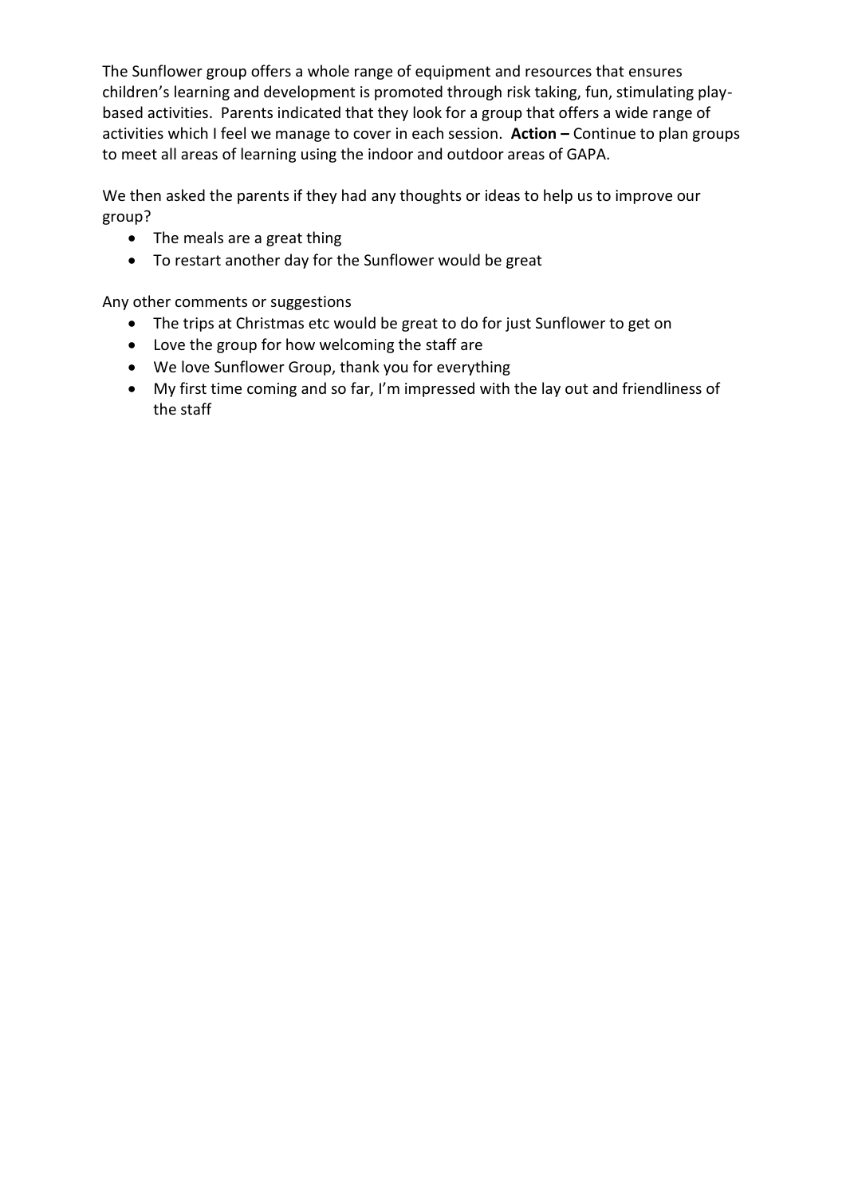The Sunflower group offers a whole range of equipment and resources that ensures children's learning and development is promoted through risk taking, fun, stimulating play-based activities. Parents indicated that they look for a group that offers a wide range of activities which I feel we manage to cover in each session. **Action –** Continue to plan groups to meet all areas of learning using the indoor and outdoor areas of GAPA.

We then asked the parents if they had any thoughts or ideas to help us to improve our group?

- The meals are a great thing
- To restart another day for the Sunflower would be great

Any other comments or suggestions

- The trips at Christmas etc would be great to do for just Sunflower to get on
- Love the group for how welcoming the staff are
- We love Sunflower Group, thank you for everything
- My first time coming and so far, I'm impressed with the lay out and friendliness of the staff